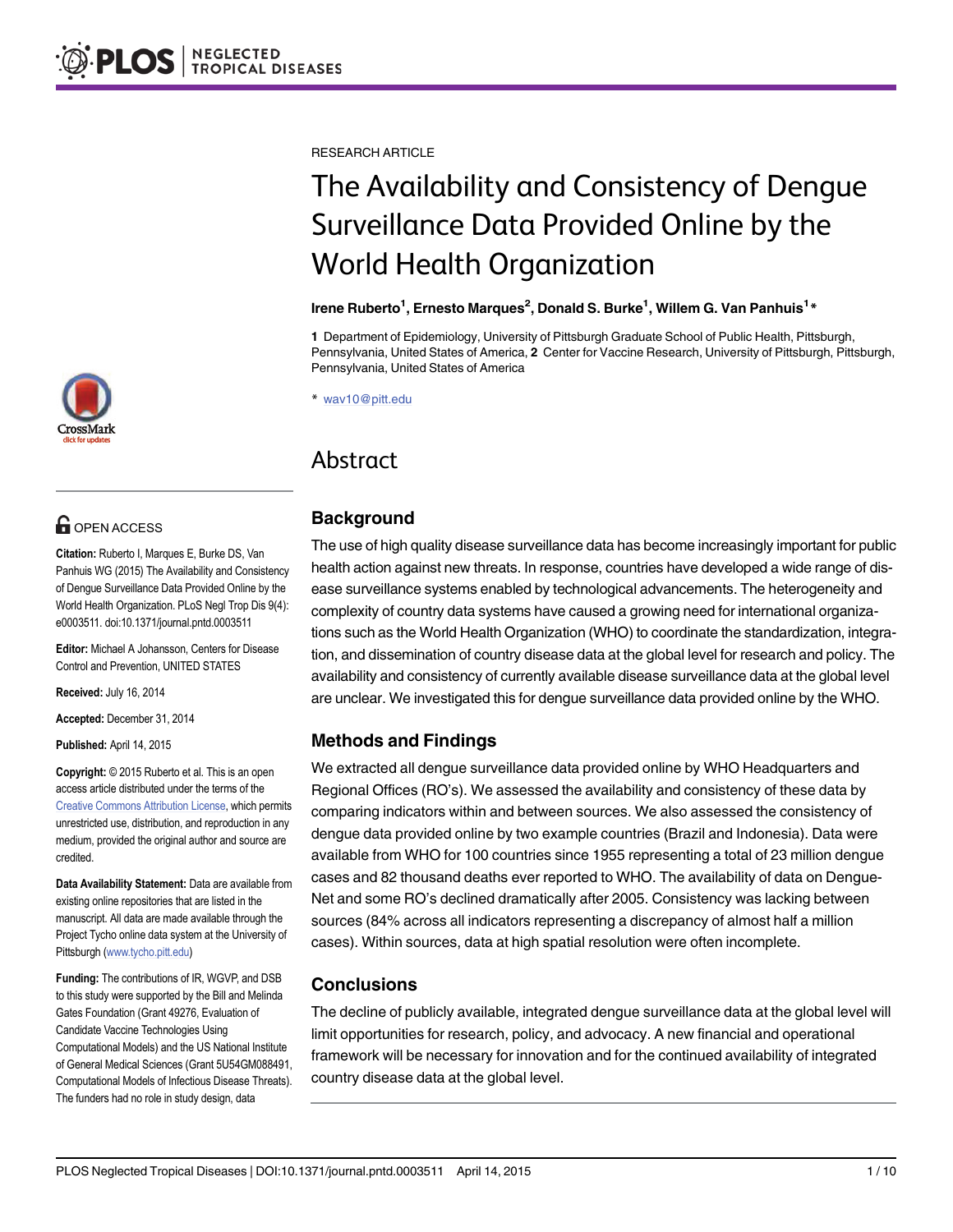RESEARCH ARTICLE

# The Availability and Consistency of Dengue Surveillance Data Provided Online by the World Health Organization

**Irene Ruberto[1], Ernesto Marques[2], Donald S. Burke[1], Willem G. Van Panhuis[1]***

**1** Department of Epidemiology, University of Pittsburgh Graduate School of Public Health, Pittsburgh, Pennsylvania, United States of America, **2** Center for Vaccine Research, University of Pittsburgh, Pittsburgh, Pennsylvania, United States of America

* wav10@pitt.edu

OPEN ACCESS

**Citation:** Ruberto I, Marques E, Burke DS, Van Panhuis WG (2015) The Availability and Consistency of Dengue Surveillance Data Provided Online by the World Health Organization. PLoS Negl Trop Dis 9(4): e0003511. doi:10.1371/journal.pntd.0003511

**Editor:** Michael A Johansson, Centers for Disease Control and Prevention, UNITED STATES

**Received:** July 16, 2014

**Accepted:** December 31, 2014

**Published:** April 14, 2015

**Copyright:** © 2015 Ruberto et al. This is an open access article distributed under the terms of the Creative Commons Attribution License, which permits unrestricted use, distribution, and reproduction in any medium, provided the original author and source are credited.

**Data Availability Statement:** Data are available from existing online repositories that are listed in the manuscript. All data are made available through the Project Tycho online data system at the University of Pittsburgh (www.tycho.pitt.edu)

**Funding:** The contributions of IR, WGVP, and DSB to this study were supported by the Bill and Melinda Gates Foundation (Grant 49276, Evaluation of Candidate Vaccine Technologies Using Computational Models) and the US National Institute of General Medical Sciences (Grant 5U54GM088491, Computational Models of Infectious Disease Threats). The funders had no role in study design, data

## Abstract

### Background

The use of high quality disease surveillance data has become increasingly important for public health action against new threats. In response, countries have developed a wide range of disease surveillance systems enabled by technological advancements. The heterogeneity and complexity of country data systems have caused a growing need for international organizations such as the World Health Organization (WHO) to coordinate the standardization, integration, and dissemination of country disease data at the global level for research and policy. The availability and consistency of currently available disease surveillance data at the global level are unclear. We investigated this for dengue surveillance data provided online by the WHO.

### Methods and Findings

We extracted all dengue surveillance data provided online by WHO Headquarters and Regional Offices (RO's). We assessed the availability and consistency of these data by comparing indicators within and between sources. We also assessed the consistency of dengue data provided online by two example countries (Brazil and Indonesia). Data were available from WHO for 100 countries since 1955 representing a total of 23 million dengue cases and 82 thousand deaths ever reported to WHO. The availability of data on DengueNet and some RO's declined dramatically after 2005. Consistency was lacking between sources (84% across all indicators representing a discrepancy of almost half a million cases). Within sources, data at high spatial resolution were often incomplete.

### Conclusions

The decline of publicly available, integrated dengue surveillance data at the global level will limit opportunities for research, policy, and advocacy. A new financial and operational framework will be necessary for innovation and for the continued availability of integrated country disease data at the global level.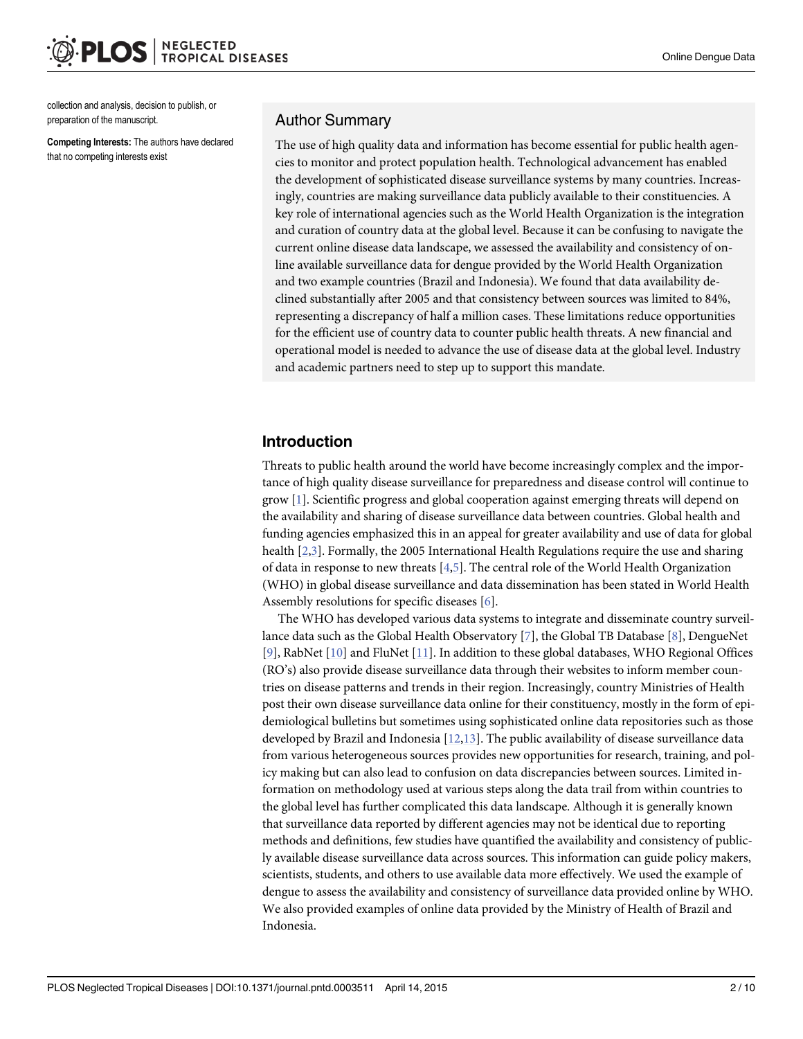collection and analysis, decision to publish, or preparation of the manuscript.

**Competing Interests:** The authors have declared that no competing interests exist

## Author Summary

The use of high quality data and information has become essential for public health agencies to monitor and protect population health. Technological advancement has enabled the development of sophisticated disease surveillance systems by many countries. Increasingly, countries are making surveillance data publicly available to their constituencies. A key role of international agencies such as the World Health Organization is the integration and curation of country data at the global level. Because it can be confusing to navigate the current online disease data landscape, we assessed the availability and consistency of online available surveillance data for dengue provided by the World Health Organization and two example countries (Brazil and Indonesia). We found that data availability declined substantially after 2005 and that consistency between sources was limited to 84%, representing a discrepancy of half a million cases. These limitations reduce opportunities for the efficient use of country data to counter public health threats. A new financial and operational model is needed to advance the use of disease data at the global level. Industry and academic partners need to step up to support this mandate.

## Introduction

Threats to public health around the world have become increasingly complex and the importance of high quality disease surveillance for preparedness and disease control will continue to grow [1]. Scientific progress and global cooperation against emerging threats will depend on the availability and sharing of disease surveillance data between countries. Global health and funding agencies emphasized this in an appeal for greater availability and use of data for global health [2,3]. Formally, the 2005 International Health Regulations require the use and sharing of data in response to new threats [4,5]. The central role of the World Health Organization (WHO) in global disease surveillance and data dissemination has been stated in World Health Assembly resolutions for specific diseases [6].

The WHO has developed various data systems to integrate and disseminate country surveillance data such as the Global Health Observatory [7], the Global TB Database [8], DengueNet [9], RabNet [10] and FluNet [11]. In addition to these global databases, WHO Regional Offices (RO's) also provide disease surveillance data through their websites to inform member countries on disease patterns and trends in their region. Increasingly, country Ministries of Health post their own disease surveillance data online for their constituency, mostly in the form of epidemiological bulletins but sometimes using sophisticated online data repositories such as those developed by Brazil and Indonesia [12,13]. The public availability of disease surveillance data from various heterogeneous sources provides new opportunities for research, training, and policy making but can also lead to confusion on data discrepancies between sources. Limited information on methodology used at various steps along the data trail from within countries to the global level has further complicated this data landscape. Although it is generally known that surveillance data reported by different agencies may not be identical due to reporting methods and definitions, few studies have quantified the availability and consistency of publicly available disease surveillance data across sources. This information can guide policy makers, scientists, students, and others to use available data more effectively. We used the example of dengue to assess the availability and consistency of surveillance data provided online by WHO. We also provided examples of online data provided by the Ministry of Health of Brazil and Indonesia.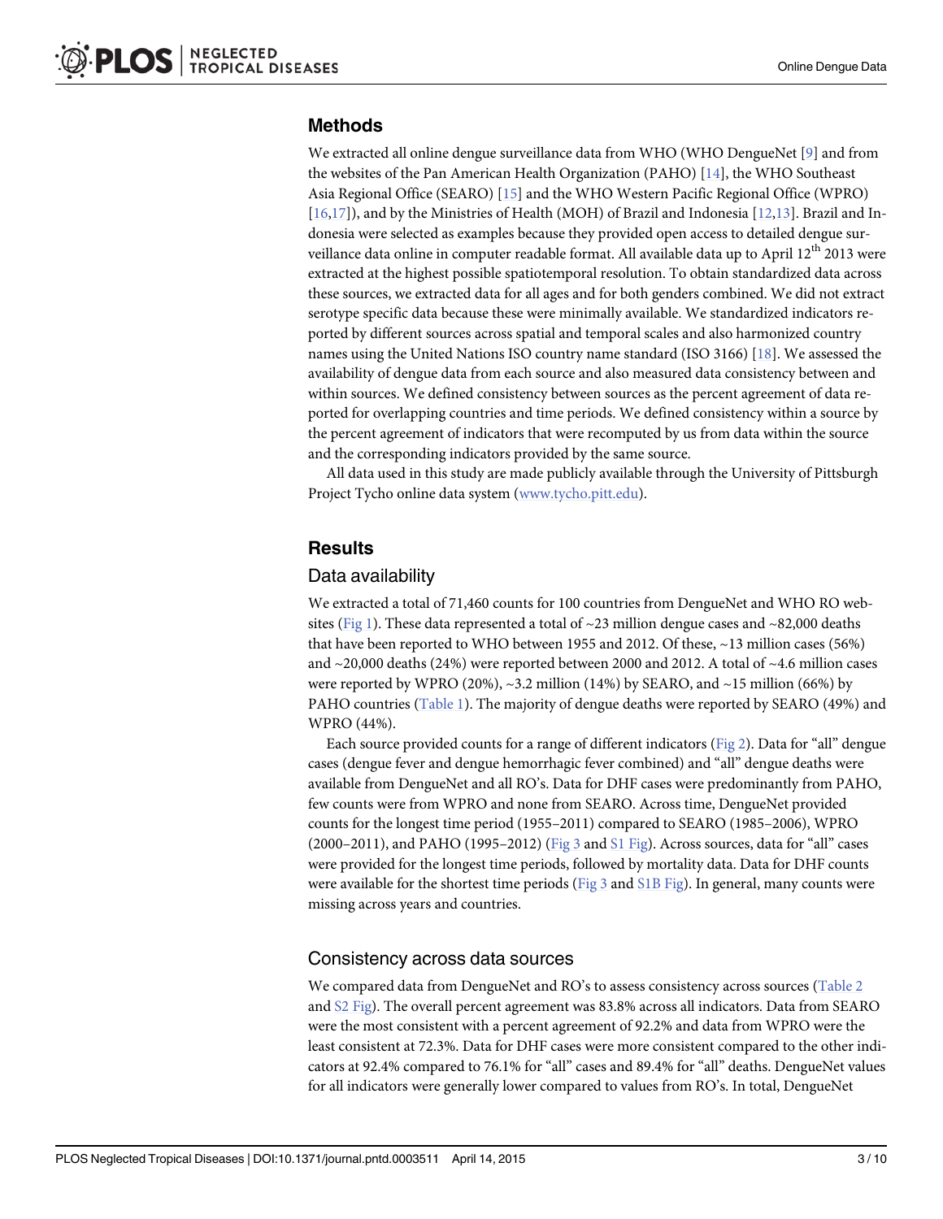## Methods

We extracted all online dengue surveillance data from WHO (WHO DengueNet [9] and from the websites of the Pan American Health Organization (PAHO) [14], the WHO Southeast Asia Regional Office (SEARO) [15] and the WHO Western Pacific Regional Office (WPRO) [16,17]), and by the Ministries of Health (MOH) of Brazil and Indonesia [12,13]. Brazil and Indonesia were selected as examples because they provided open access to detailed dengue surveillance data online in computer readable format. All available data up to April 12$^{th}$ 2013 were extracted at the highest possible spatiotemporal resolution. To obtain standardized data across these sources, we extracted data for all ages and for both genders combined. We did not extract serotype specific data because these were minimally available. We standardized indicators reported by different sources across spatial and temporal scales and also harmonized country names using the United Nations ISO country name standard (ISO 3166) [18]. We assessed the availability of dengue data from each source and also measured data consistency between and within sources. We defined consistency between sources as the percent agreement of data reported for overlapping countries and time periods. We defined consistency within a source by the percent agreement of indicators that were recomputed by us from data within the source and the corresponding indicators provided by the same source.

All data used in this study are made publicly available through the University of Pittsburgh Project Tycho online data system (www.tycho.pitt.edu).

## Results

### Data availability

We extracted a total of 71,460 counts for 100 countries from DengueNet and WHO RO websites (Fig 1). These data represented a total of ~23 million dengue cases and ~82,000 deaths that have been reported to WHO between 1955 and 2012. Of these, ~13 million cases (56%) and ~20,000 deaths (24%) were reported between 2000 and 2012. A total of ~4.6 million cases were reported by WPRO (20%), ~3.2 million (14%) by SEARO, and ~15 million (66%) by PAHO countries (Table 1). The majority of dengue deaths were reported by SEARO (49%) and WPRO (44%).

Each source provided counts for a range of different indicators (Fig 2). Data for "all" dengue cases (dengue fever and dengue hemorrhagic fever combined) and "all" dengue deaths were available from DengueNet and all RO's. Data for DHF cases were predominantly from PAHO, few counts were from WPRO and none from SEARO. Across time, DengueNet provided counts for the longest time period (1955–2011) compared to SEARO (1985–2006), WPRO (2000–2011), and PAHO (1995–2012) (Fig 3 and S1 Fig). Across sources, data for "all" cases were provided for the longest time periods, followed by mortality data. Data for DHF counts were available for the shortest time periods (Fig 3 and S1B Fig). In general, many counts were missing across years and countries.

### Consistency across data sources

We compared data from DengueNet and RO's to assess consistency across sources (Table 2 and S2 Fig). The overall percent agreement was 83.8% across all indicators. Data from SEARO were the most consistent with a percent agreement of 92.2% and data from WPRO were the least consistent at 72.3%. Data for DHF cases were more consistent compared to the other indicators at 92.4% compared to 76.1% for "all" cases and 89.4% for "all" deaths. DengueNet values for all indicators were generally lower compared to values from RO's. In total, DengueNet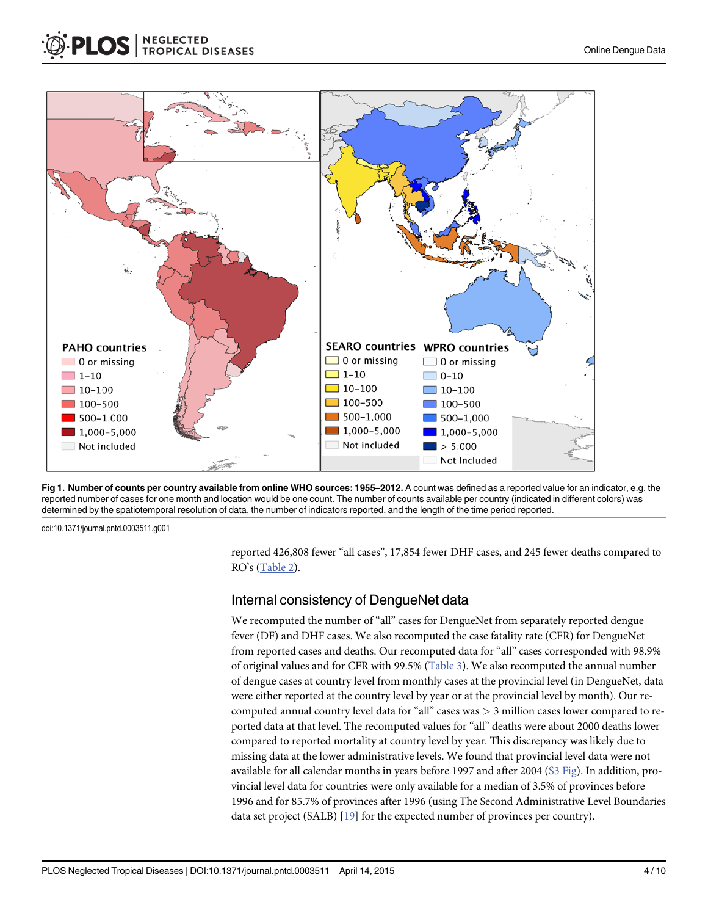**Fig 1. Number of counts per country available from online WHO sources: 1955–2012.** A count was defined as a reported value for an indicator, e.g. the reported number of cases for one month and location would be one count. The number of counts available per country (indicated in different colors) was determined by the spatiotemporal resolution of data, the number of indicators reported, and the length of the time period reported.

doi:10.1371/journal.pntd.0003511.g001

reported 426,808 fewer "all cases", 17,854 fewer DHF cases, and 245 fewer deaths compared to RO's (Table 2).

## Internal consistency of DengueNet data

We recomputed the number of "all" cases for DengueNet from separately reported dengue fever (DF) and DHF cases. We also recomputed the case fatality rate (CFR) for DengueNet from reported cases and deaths. Our recomputed data for "all" cases corresponded with 98.9% of original values and for CFR with 99.5% (Table 3). We also recomputed the annual number of dengue cases at country level from monthly cases at the provincial level (in DengueNet, data were either reported at the country level by year or at the provincial level by month). Our recomputed annual country level data for "all" cases was > 3 million cases lower compared to reported data at that level. The recomputed values for "all" deaths were about 2000 deaths lower compared to reported mortality at country level by year. This discrepancy was likely due to missing data at the lower administrative levels. We found that provincial level data were not available for all calendar months in years before 1997 and after 2004 (S3 Fig). In addition, provincial level data for countries were only available for a median of 3.5% of provinces before 1996 and for 85.7% of provinces after 1996 (using The Second Administrative Level Boundaries data set project (SALB) [19] for the expected number of provinces per country).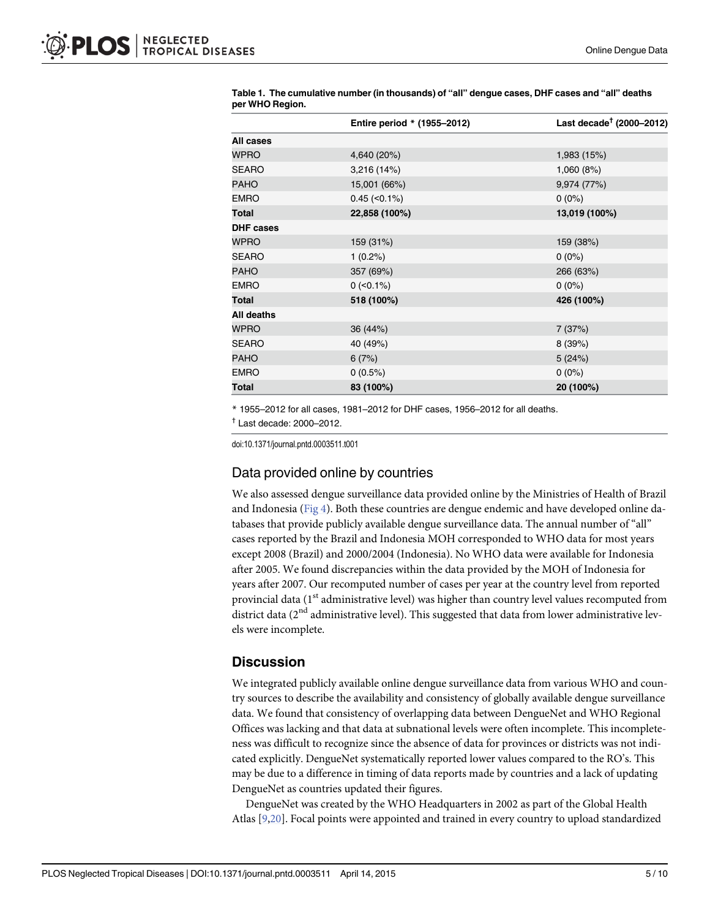**Table 1. The cumulative number (in thousands) of "all" dengue cases, DHF cases and "all" deaths per WHO Region.**

| | Entire period * (1955–2012) | Last decade† (2000–2012) |
|---|---|---|
| **All cases** | | |
| WPRO | 4,640 (20%) | 1,983 (15%) |
| SEARO | 3,216 (14%) | 1,060 (8%) |
| PAHO | 15,001 (66%) | 9,974 (77%) |
| EMRO | 0.45 (<0.1%) | 0 (0%) |
| **Total** | **22,858 (100%)** | **13,019 (100%)** |
| **DHF cases** | | |
| WPRO | 159 (31%) | 159 (38%) |
| SEARO | 1 (0.2%) | 0 (0%) |
| PAHO | 357 (69%) | 266 (63%) |
| EMRO | 0 (<0.1%) | 0 (0%) |
| **Total** | **518 (100%)** | **426 (100%)** |
| **All deaths** | | |
| WPRO | 36 (44%) | 7 (37%) |
| SEARO | 40 (49%) | 8 (39%) |
| PAHO | 6 (7%) | 5 (24%) |
| EMRO | 0 (0.5%) | 0 (0%) |
| **Total** | **83 (100%)** | **20 (100%)** |

* 1955–2012 for all cases, 1981–2012 for DHF cases, 1956–2012 for all deaths.

† Last decade: 2000–2012.

doi:10.1371/journal.pntd.0003511.t001

## Data provided online by countries

We also assessed dengue surveillance data provided online by the Ministries of Health of Brazil and Indonesia (Fig 4). Both these countries are dengue endemic and have developed online databases that provide publicly available dengue surveillance data. The annual number of "all" cases reported by the Brazil and Indonesia MOH corresponded to WHO data for most years except 2008 (Brazil) and 2000/2004 (Indonesia). No WHO data were available for Indonesia after 2005. We found discrepancies within the data provided by the MOH of Indonesia for years after 2007. Our recomputed number of cases per year at the country level from reported provincial data (1st administrative level) was higher than country level values recomputed from district data (2nd administrative level). This suggested that data from lower administrative levels were incomplete.

# Discussion

We integrated publicly available online dengue surveillance data from various WHO and country sources to describe the availability and consistency of globally available dengue surveillance data. We found that consistency of overlapping data between DengueNet and WHO Regional Offices was lacking and that data at subnational levels were often incomplete. This incompleteness was difficult to recognize since the absence of data for provinces or districts was not indicated explicitly. DengueNet systematically reported lower values compared to the RO's. This may be due to a difference in timing of data reports made by countries and a lack of updating DengueNet as countries updated their figures.

DengueNet was created by the WHO Headquarters in 2002 as part of the Global Health Atlas [9,20]. Focal points were appointed and trained in every country to upload standardized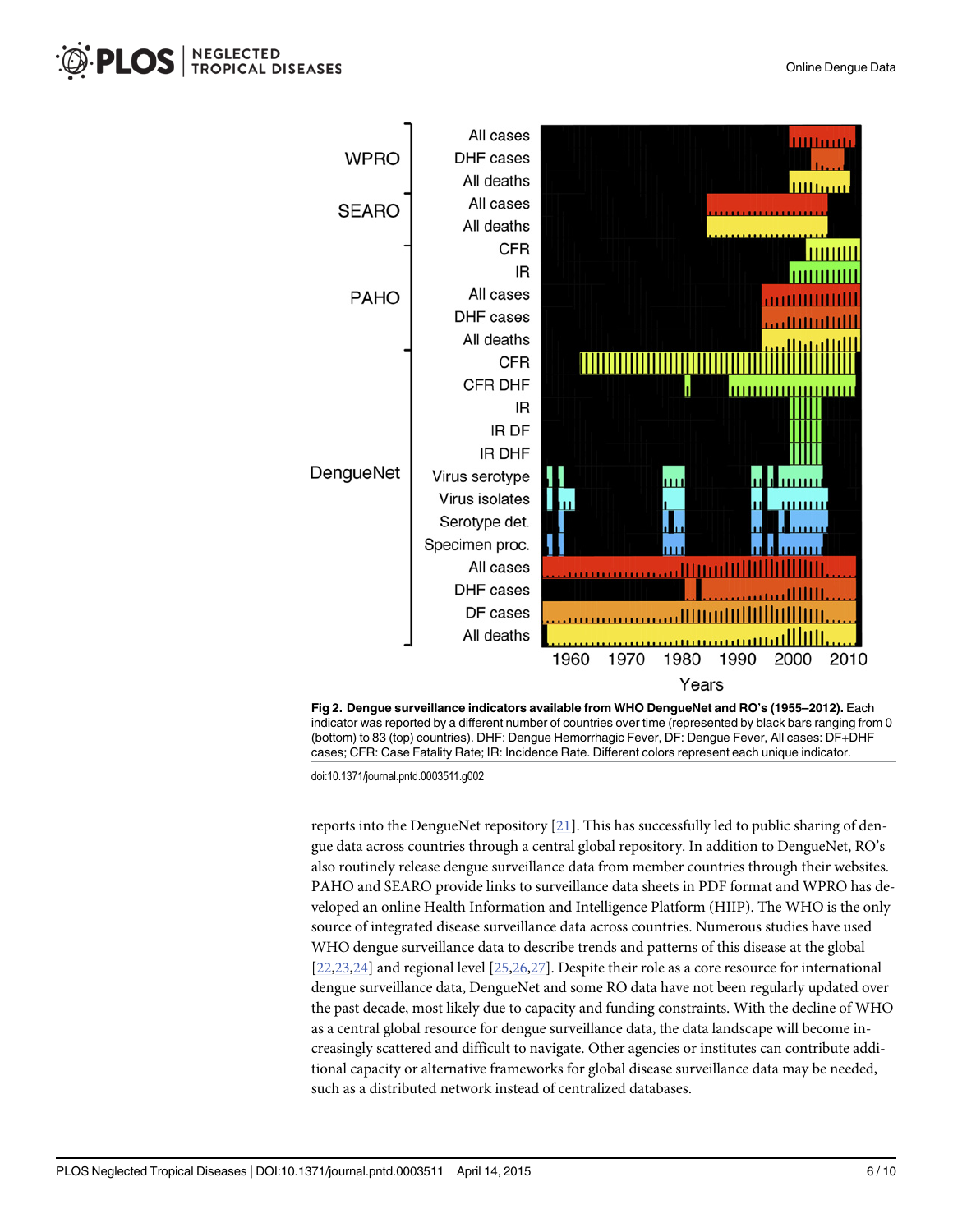**Fig 2. Dengue surveillance indicators available from WHO DengueNet and RO's (1955–2012).** Each indicator was reported by a different number of countries over time (represented by black bars ranging from 0 (bottom) to 83 (top) countries). DHF: Dengue Hemorrhagic Fever, DF: Dengue Fever, All cases: DF+DHF cases; CFR: Case Fatality Rate; IR: Incidence Rate. Different colors represent each unique indicator.

doi:10.1371/journal.pntd.0003511.g002

reports into the DengueNet repository [21]. This has successfully led to public sharing of dengue data across countries through a central global repository. In addition to DengueNet, RO's also routinely release dengue surveillance data from member countries through their websites. PAHO and SEARO provide links to surveillance data sheets in PDF format and WPRO has developed an online Health Information and Intelligence Platform (HIIP). The WHO is the only source of integrated disease surveillance data across countries. Numerous studies have used WHO dengue surveillance data to describe trends and patterns of this disease at the global [22,23,24] and regional level [25,26,27]. Despite their role as a core resource for international dengue surveillance data, DengueNet and some RO data have not been regularly updated over the past decade, most likely due to capacity and funding constraints. With the decline of WHO as a central global resource for dengue surveillance data, the data landscape will become increasingly scattered and difficult to navigate. Other agencies or institutes can contribute additional capacity or alternative frameworks for global disease surveillance data may be needed, such as a distributed network instead of centralized databases.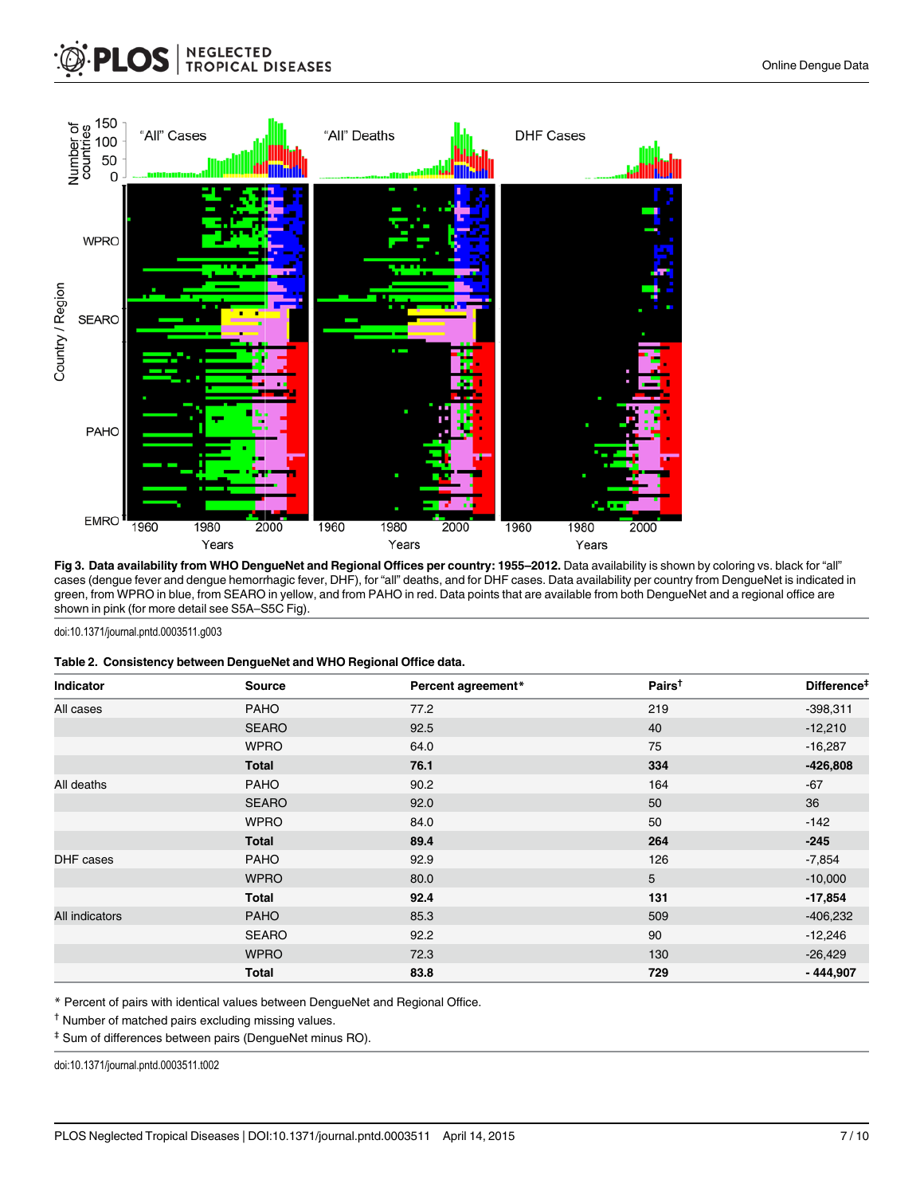**Fig 3. Data availability from WHO DengueNet and Regional Offices per country: 1955–2012.** Data availability is shown by coloring vs. black for "all" cases (dengue fever and dengue hemorrhagic fever, DHF), for "all" deaths, and for DHF cases. Data availability per country from DengueNet is indicated in green, from WPRO in blue, from SEARO in yellow, and from PAHO in red. Data points that are available from both DengueNet and a regional office are shown in pink (for more detail see S5A–S5C Fig).

doi:10.1371/journal.pntd.0003511.g003

**Table 2. Consistency between DengueNet and WHO Regional Office data.**

| Indicator | Source | Percent agreement* | Pairs[†] | Difference[‡] |
|---|---|---|---|---|
| All cases | PAHO | 77.2 | 219 | -398,311 |
| | SEARO | 92.5 | 40 | -12,210 |
| | WPRO | 64.0 | 75 | -16,287 |
| | **Total** | **76.1** | **334** | **-426,808** |
| All deaths | PAHO | 90.2 | 164 | -67 |
| | SEARO | 92.0 | 50 | 36 |
| | WPRO | 84.0 | 50 | -142 |
| | **Total** | **89.4** | **264** | **-245** |
| DHF cases | PAHO | 92.9 | 126 | -7,854 |
| | WPRO | 80.0 | 5 | -10,000 |
| | **Total** | **92.4** | **131** | **-17,854** |
| All indicators | PAHO | 85.3 | 509 | -406,232 |
| | SEARO | 92.2 | 90 | -12,246 |
| | WPRO | 72.3 | 130 | -26,429 |
| | **Total** | **83.8** | **729** | **- 444,907** |

\* Percent of pairs with identical values between DengueNet and Regional Office.

[†] Number of matched pairs excluding missing values.

[‡] Sum of differences between pairs (DengueNet minus RO).

doi:10.1371/journal.pntd.0003511.t002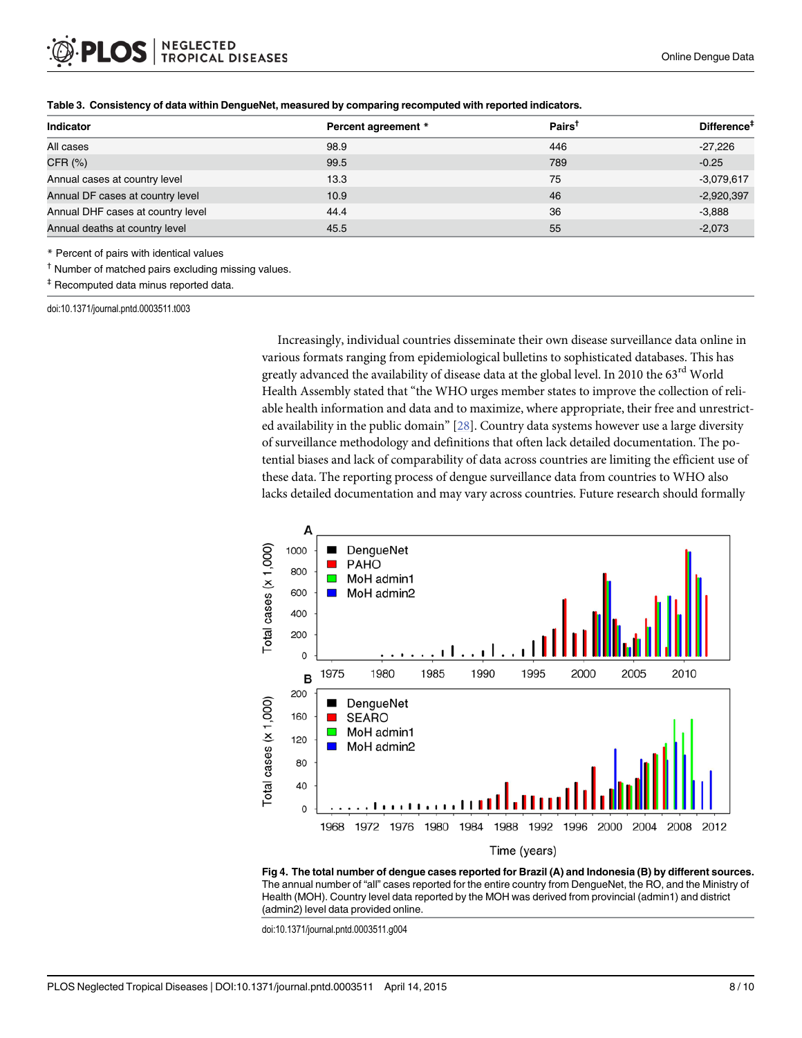**Table 3. Consistency of data within DengueNet, measured by comparing recomputed with reported indicators.**

| Indicator | Percent agreement * | Pairs† | Difference‡ |
|---|---|---|---|
| All cases | 98.9 | 446 | -27,226 |
| CFR (%) | 99.5 | 789 | -0.25 |
| Annual cases at country level | 13.3 | 75 | -3,079,617 |
| Annual DF cases at country level | 10.9 | 46 | -2,920,397 |
| Annual DHF cases at country level | 44.4 | 36 | -3,888 |
| Annual deaths at country level | 45.5 | 55 | -2,073 |

* Percent of pairs with identical values

† Number of matched pairs excluding missing values.

‡ Recomputed data minus reported data.

doi:10.1371/journal.pntd.0003511.t003

Increasingly, individual countries disseminate their own disease surveillance data online in various formats ranging from epidemiological bulletins to sophisticated databases. This has greatly advanced the availability of disease data at the global level. In 2010 the 63rd World Health Assembly stated that "the WHO urges member states to improve the collection of reliable health information and data and to maximize, where appropriate, their free and unrestricted availability in the public domain" [28]. Country data systems however use a large diversity of surveillance methodology and definitions that often lack detailed documentation. The potential biases and lack of comparability of data across countries are limiting the efficient use of these data. The reporting process of dengue surveillance data from countries to WHO also lacks detailed documentation and may vary across countries. Future research should formally

**Fig 4. The total number of dengue cases reported for Brazil (A) and Indonesia (B) by different sources.** The annual number of "all" cases reported for the entire country from DengueNet, the RO, and the Ministry of Health (MOH). Country level data reported by the MOH was derived from provincial (admin1) and district (admin2) level data provided online.

doi:10.1371/journal.pntd.0003511.g004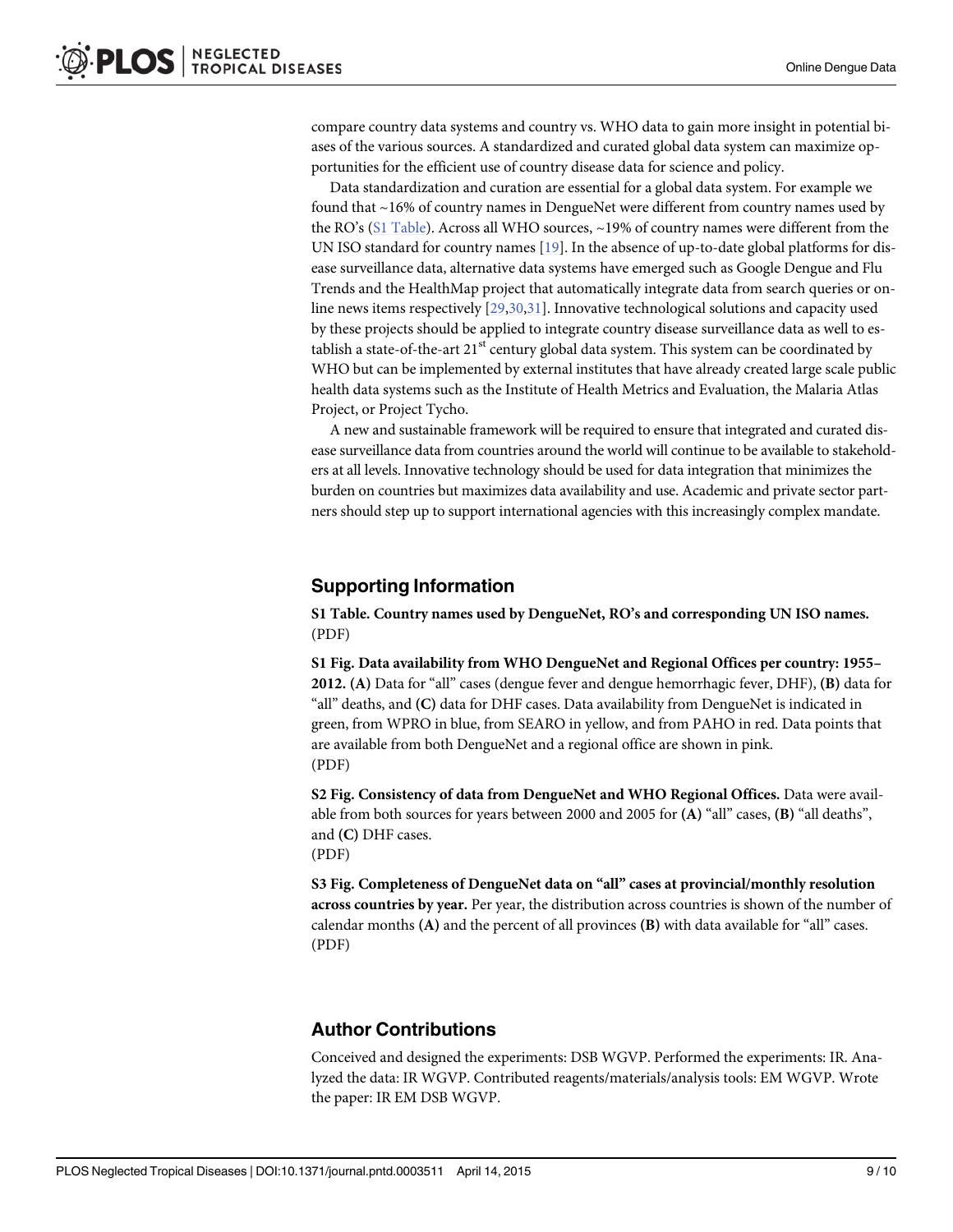compare country data systems and country vs. WHO data to gain more insight in potential biases of the various sources. A standardized and curated global data system can maximize opportunities for the efficient use of country disease data for science and policy.

Data standardization and curation are essential for a global data system. For example we found that ~16% of country names in DengueNet were different from country names used by the RO's (S1 Table). Across all WHO sources, ~19% of country names were different from the UN ISO standard for country names [19]. In the absence of up-to-date global platforms for disease surveillance data, alternative data systems have emerged such as Google Dengue and Flu Trends and the HealthMap project that automatically integrate data from search queries or online news items respectively [29,30,31]. Innovative technological solutions and capacity used by these projects should be applied to integrate country disease surveillance data as well to establish a state-of-the-art 21st century global data system. This system can be coordinated by WHO but can be implemented by external institutes that have already created large scale public health data systems such as the Institute of Health Metrics and Evaluation, the Malaria Atlas Project, or Project Tycho.

A new and sustainable framework will be required to ensure that integrated and curated disease surveillance data from countries around the world will continue to be available to stakeholders at all levels. Innovative technology should be used for data integration that minimizes the burden on countries but maximizes data availability and use. Academic and private sector partners should step up to support international agencies with this increasingly complex mandate.

## Supporting Information

**S1 Table. Country names used by DengueNet, RO's and corresponding UN ISO names.**
(PDF)

**S1 Fig. Data availability from WHO DengueNet and Regional Offices per country: 1955–2012.** **(A)** Data for "all" cases (dengue fever and dengue hemorrhagic fever, DHF), **(B)** data for "all" deaths, and **(C)** data for DHF cases. Data availability from DengueNet is indicated in green, from WPRO in blue, from SEARO in yellow, and from PAHO in red. Data points that are available from both DengueNet and a regional office are shown in pink.
(PDF)

**S2 Fig. Consistency of data from DengueNet and WHO Regional Offices.** Data were available from both sources for years between 2000 and 2005 for **(A)** "all" cases, **(B)** "all deaths", and **(C)** DHF cases.
(PDF)

**S3 Fig. Completeness of DengueNet data on "all" cases at provincial/monthly resolution across countries by year.** Per year, the distribution across countries is shown of the number of calendar months **(A)** and the percent of all provinces **(B)** with data available for "all" cases.
(PDF)

## Author Contributions

Conceived and designed the experiments: DSB WGVP. Performed the experiments: IR. Analyzed the data: IR WGVP. Contributed reagents/materials/analysis tools: EM WGVP. Wrote the paper: IR EM DSB WGVP.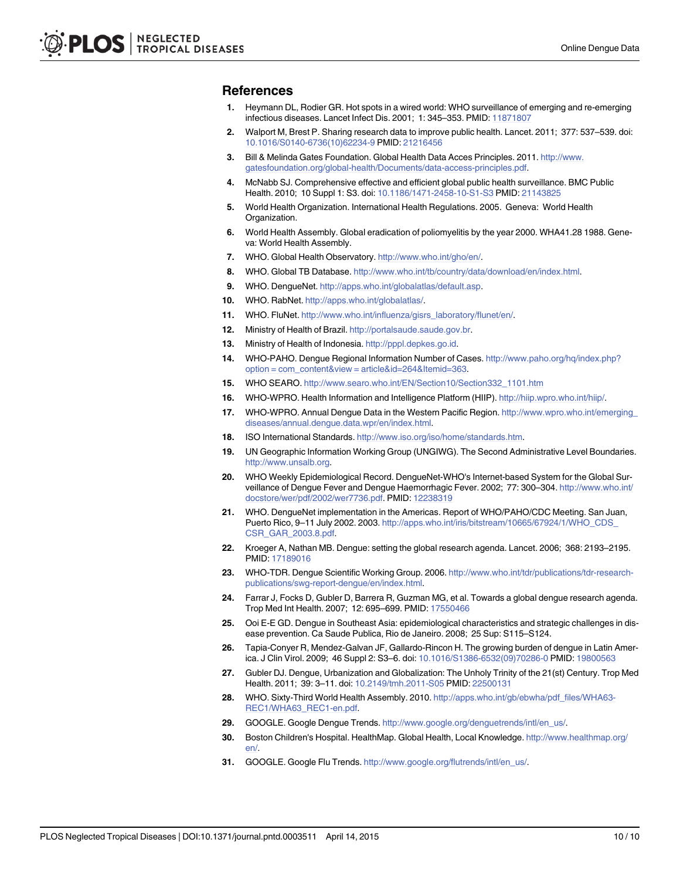## References

1. Heymann DL, Rodier GR. Hot spots in a wired world: WHO surveillance of emerging and re-emerging infectious diseases. Lancet Infect Dis. 2001; 1: 345–353. PMID: 11871807
2. Walport M, Brest P. Sharing research data to improve public health. Lancet. 2011; 377: 537–539. doi: 10.1016/S0140-6736(10)62234-9 PMID: 21216456
3. Bill & Melinda Gates Foundation. Global Health Data Acces Principles. 2011. http://www.gatesfoundation.org/global-health/Documents/data-access-principles.pdf.
4. McNabb SJ. Comprehensive effective and efficient global public health surveillance. BMC Public Health. 2010; 10 Suppl 1: S3. doi: 10.1186/1471-2458-10-S1-S3 PMID: 21143825
5. World Health Organization. International Health Regulations. 2005. Geneva: World Health Organization.
6. World Health Assembly. Global eradication of poliomyelitis by the year 2000. WHA41.28 1988. Geneva: World Health Assembly.
7. WHO. Global Health Observatory. http://www.who.int/gho/en/.
8. WHO. Global TB Database. http://www.who.int/tb/country/data/download/en/index.html.
9. WHO. DengueNet. http://apps.who.int/globalatlas/default.asp.
10. WHO. RabNet. http://apps.who.int/globalatlas/.
11. WHO. FluNet. http://www.who.int/influenza/gisrs_laboratory/flunet/en/.
12. Ministry of Health of Brazil. http://portalsaude.saude.gov.br.
13. Ministry of Health of Indonesia. http://pppl.depkes.go.id.
14. WHO-PAHO. Dengue Regional Information Number of Cases. http://www.paho.org/hq/index.php?option = com_content&view = article&id=264&Itemid=363.
15. WHO SEARO. http://www.searo.who.int/EN/Section10/Section332_1101.htm
16. WHO-WPRO. Health Information and Intelligence Platform (HIIP). http://hiip.wpro.who.int/hiip/.
17. WHO-WPRO. Annual Dengue Data in the Western Pacific Region. http://www.wpro.who.int/emerging_diseases/annual.dengue.data.wpr/en/index.html.
18. ISO International Standards. http://www.iso.org/iso/home/standards.htm.
19. UN Geographic Information Working Group (UNGIWG). The Second Administrative Level Boundaries. http://www.unsalb.org.
20. WHO Weekly Epidemiological Record. DengueNet-WHO's Internet-based System for the Global Surveillance of Dengue Fever and Dengue Haemorrhagic Fever. 2002; 77: 300–304. http://www.who.int/docstore/wer/pdf/2002/wer7736.pdf. PMID: 12238319
21. WHO. DengueNet implementation in the Americas. Report of WHO/PAHO/CDC Meeting. San Juan, Puerto Rico, 9–11 July 2002. 2003. http://apps.who.int/iris/bitstream/10665/67924/1/WHO_CDS_CSR_GAR_2003.8.pdf.
22. Kroeger A, Nathan MB. Dengue: setting the global research agenda. Lancet. 2006; 368: 2193–2195. PMID: 17189016
23. WHO-TDR. Dengue Scientific Working Group. 2006. http://www.who.int/tdr/publications/tdr-research-publications/swg-report-dengue/en/index.html.
24. Farrar J, Focks D, Gubler D, Barrera R, Guzman MG, et al. Towards a global dengue research agenda. Trop Med Int Health. 2007; 12: 695–699. PMID: 17550466
25. Ooi E-E GD. Dengue in Southeast Asia: epidemiological characteristics and strategic challenges in disease prevention. Ca Saude Publica, Rio de Janeiro. 2008; 25 Sup: S115–S124.
26. Tapia-Conyer R, Mendez-Galvan JF, Gallardo-Rincon H. The growing burden of dengue in Latin America. J Clin Virol. 2009; 46 Suppl 2: S3–6. doi: 10.1016/S1386-6532(09)70286-0 PMID: 19800563
27. Gubler DJ. Dengue, Urbanization and Globalization: The Unholy Trinity of the 21(st) Century. Trop Med Health. 2011; 39: 3–11. doi: 10.2149/tmh.2011-S05 PMID: 22500131
28. WHO. Sixty-Third World Health Assembly. 2010. http://apps.who.int/gb/ebwha/pdf_files/WHA63-REC1/WHA63_REC1-en.pdf.
29. GOOGLE. Google Dengue Trends. http://www.google.org/denguetrends/intl/en_us/.
30. Boston Children's Hospital. HealthMap. Global Health, Local Knowledge. http://www.healthmap.org/en/.
31. GOOGLE. Google Flu Trends. http://www.google.org/flutrends/intl/en_us/.